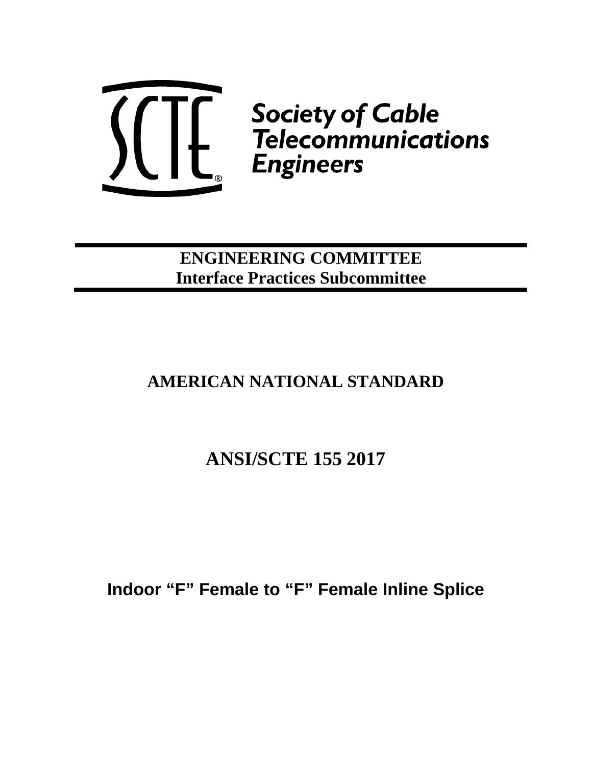Society of Cable Telecommunications Engineers

**ENGINEERING COMMITTEE**
**Interface Practices Subcommittee**

# AMERICAN NATIONAL STANDARD

# ANSI/SCTE 155 2017

# Indoor "F" Female to "F" Female Inline Splice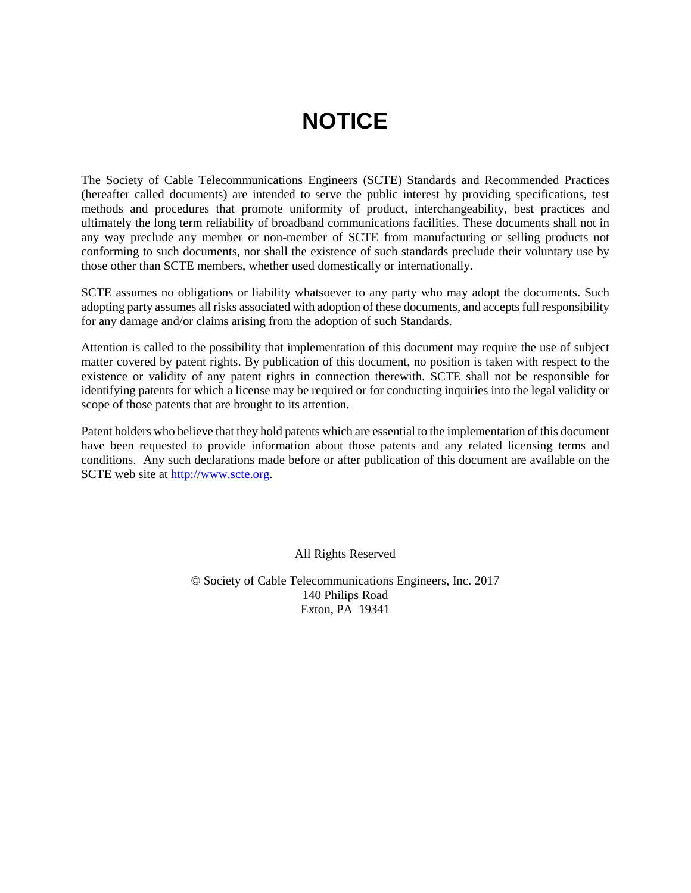# NOTICE

The Society of Cable Telecommunications Engineers (SCTE) Standards and Recommended Practices (hereafter called documents) are intended to serve the public interest by providing specifications, test methods and procedures that promote uniformity of product, interchangeability, best practices and ultimately the long term reliability of broadband communications facilities. These documents shall not in any way preclude any member or non-member of SCTE from manufacturing or selling products not conforming to such documents, nor shall the existence of such standards preclude their voluntary use by those other than SCTE members, whether used domestically or internationally.

SCTE assumes no obligations or liability whatsoever to any party who may adopt the documents. Such adopting party assumes all risks associated with adoption of these documents, and accepts full responsibility for any damage and/or claims arising from the adoption of such Standards.

Attention is called to the possibility that implementation of this document may require the use of subject matter covered by patent rights. By publication of this document, no position is taken with respect to the existence or validity of any patent rights in connection therewith. SCTE shall not be responsible for identifying patents for which a license may be required or for conducting inquiries into the legal validity or scope of those patents that are brought to its attention.

Patent holders who believe that they hold patents which are essential to the implementation of this document have been requested to provide information about those patents and any related licensing terms and conditions. Any such declarations made before or after publication of this document are available on the SCTE web site at http://www.scte.org.

All Rights Reserved

© Society of Cable Telecommunications Engineers, Inc. 2017
140 Philips Road
Exton, PA 19341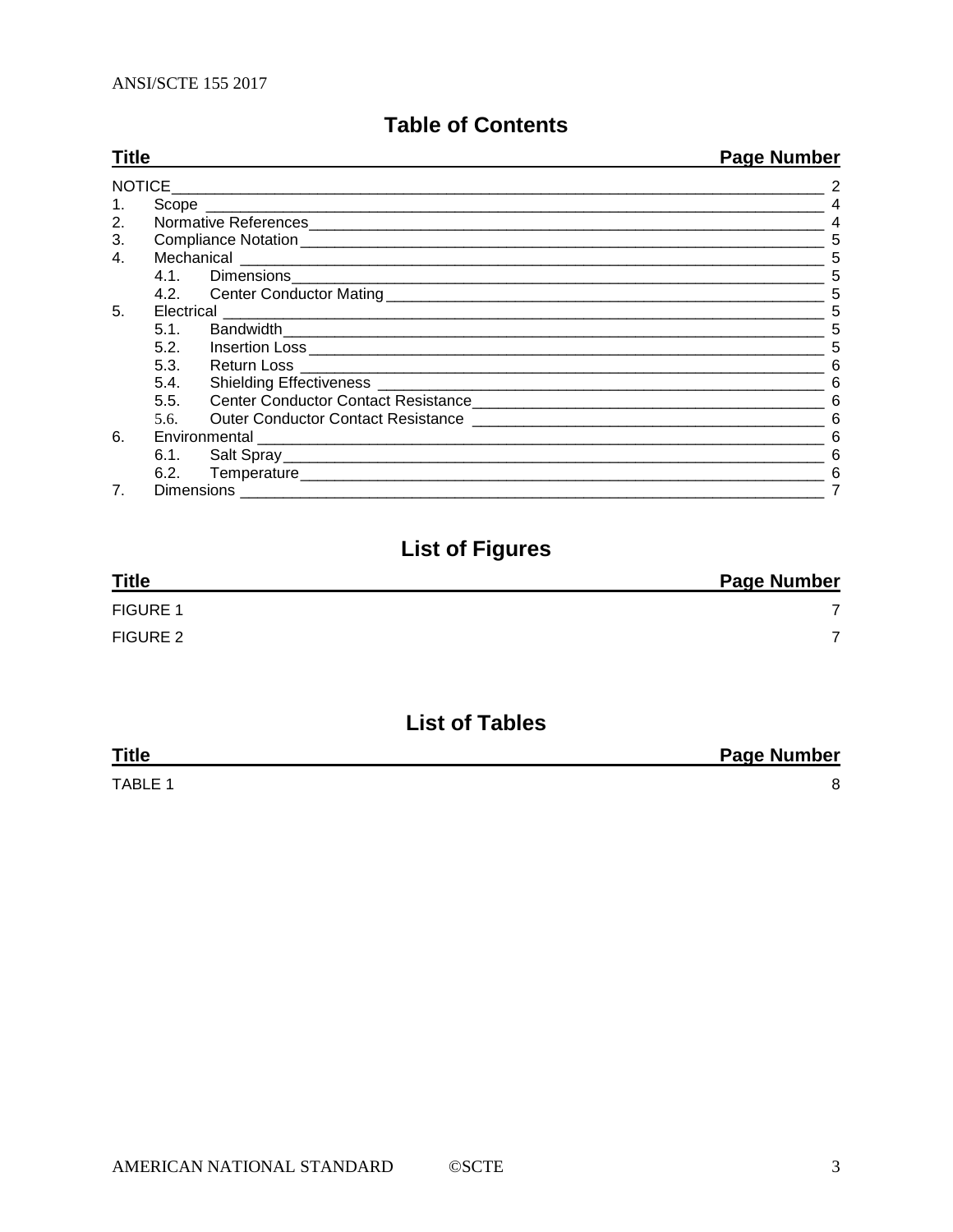## Table of Contents

| Title | | Page Number |
|---|---|---|
| NOTICE | | 2 |
| 1. | Scope | 4 |
| 2. | Normative References | 4 |
| 3. | Compliance Notation | 5 |
| 4. | Mechanical | 5 |
| | 4.1. Dimensions | 5 |
| | 4.2. Center Conductor Mating | 5 |
| 5. | Electrical | 5 |
| | 5.1. Bandwidth | 5 |
| | 5.2. Insertion Loss | 5 |
| | 5.3. Return Loss | 6 |
| | 5.4. Shielding Effectiveness | 6 |
| | 5.5. Center Conductor Contact Resistance | 6 |
| | 5.6. Outer Conductor Contact Resistance | 6 |
| 6. | Environmental | 6 |
| | 6.1. Salt Spray | 6 |
| | 6.2. Temperature | 6 |
| 7. | Dimensions | 7 |

## List of Figures

| Title | Page Number |
|---|---|
| FIGURE 1 | 7 |
| FIGURE 2 | 7 |

## List of Tables

| Title | Page Number |
|---|---|
| TABLE 1 | 8 |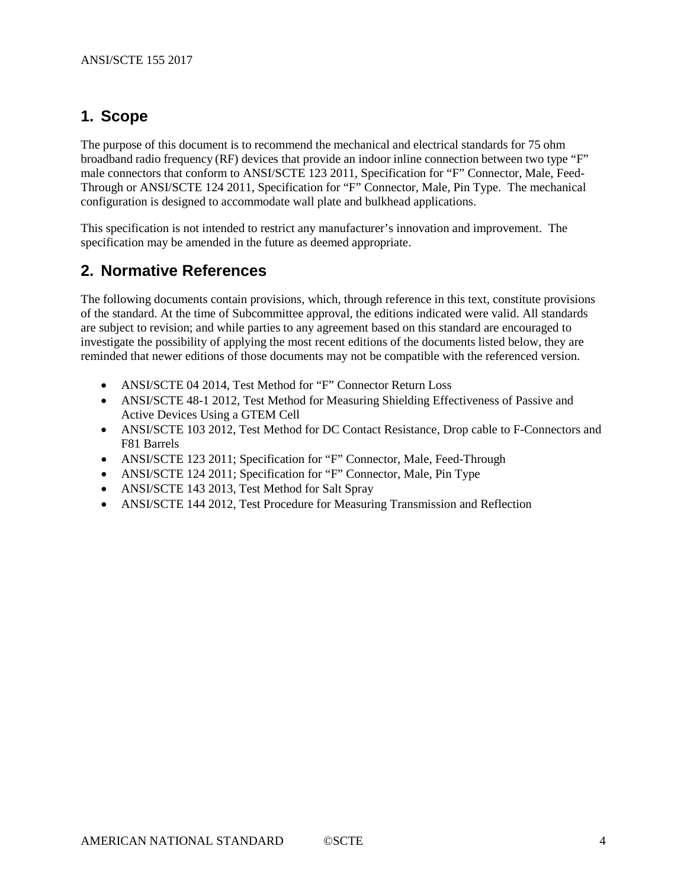# 1. Scope

The purpose of this document is to recommend the mechanical and electrical standards for 75 ohm broadband radio frequency (RF) devices that provide an indoor inline connection between two type "F" male connectors that conform to ANSI/SCTE 123 2011, Specification for "F" Connector, Male, Feed-Through or ANSI/SCTE 124 2011, Specification for "F" Connector, Male, Pin Type. The mechanical configuration is designed to accommodate wall plate and bulkhead applications.

This specification is not intended to restrict any manufacturer's innovation and improvement. The specification may be amended in the future as deemed appropriate.

# 2. Normative References

The following documents contain provisions, which, through reference in this text, constitute provisions of the standard. At the time of Subcommittee approval, the editions indicated were valid. All standards are subject to revision; and while parties to any agreement based on this standard are encouraged to investigate the possibility of applying the most recent editions of the documents listed below, they are reminded that newer editions of those documents may not be compatible with the referenced version.

- ANSI/SCTE 04 2014, Test Method for "F" Connector Return Loss
- ANSI/SCTE 48-1 2012, Test Method for Measuring Shielding Effectiveness of Passive and Active Devices Using a GTEM Cell
- ANSI/SCTE 103 2012, Test Method for DC Contact Resistance, Drop cable to F-Connectors and F81 Barrels
- ANSI/SCTE 123 2011; Specification for "F" Connector, Male, Feed-Through
- ANSI/SCTE 124 2011; Specification for "F" Connector, Male, Pin Type
- ANSI/SCTE 143 2013, Test Method for Salt Spray
- ANSI/SCTE 144 2012, Test Procedure for Measuring Transmission and Reflection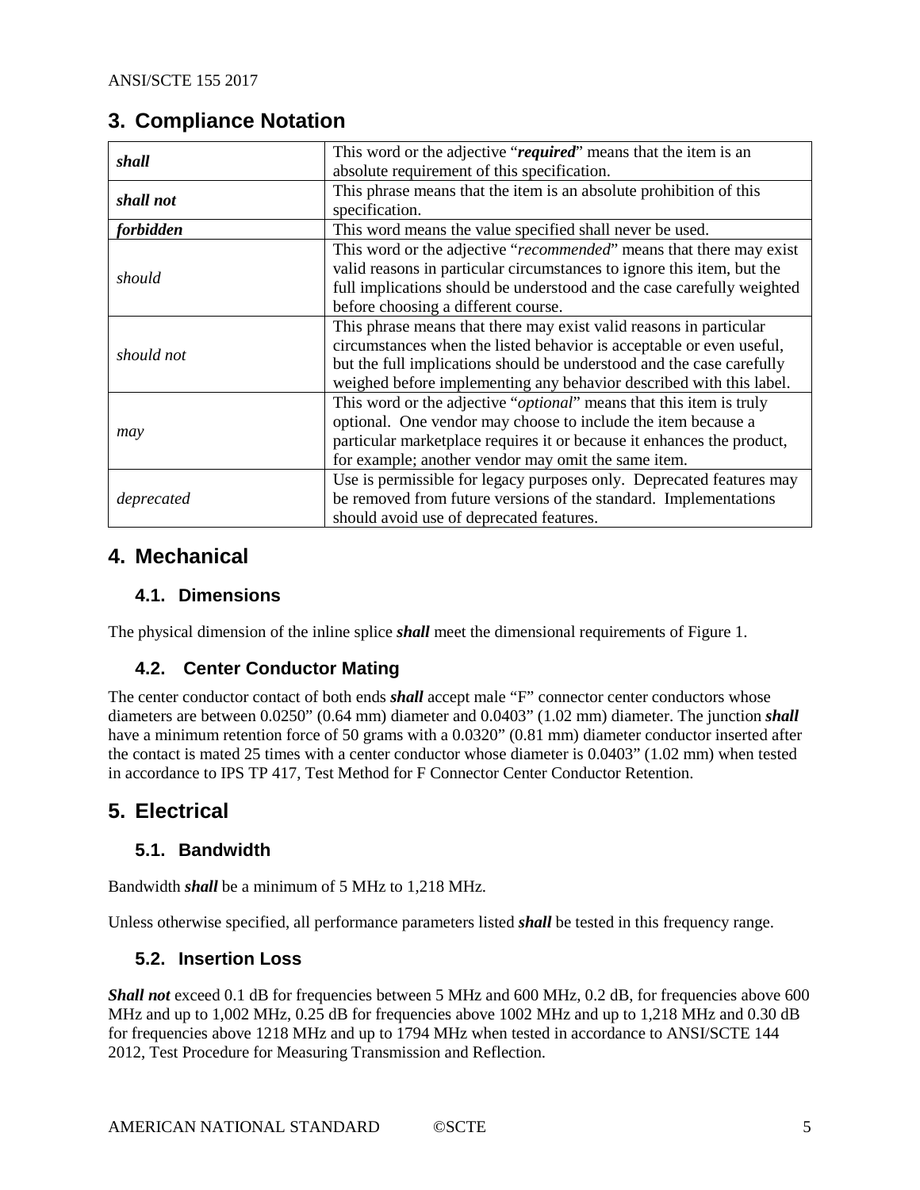## 3. Compliance Notation

| | |
|---|---|
| ***shall*** | This word or the adjective "***required***" means that the item is an absolute requirement of this specification. |
| ***shall not*** | This phrase means that the item is an absolute prohibition of this specification. |
| ***forbidden*** | This word means the value specified shall never be used. |
| *should* | This word or the adjective "*recommended*" means that there may exist valid reasons in particular circumstances to ignore this item, but the full implications should be understood and the case carefully weighted before choosing a different course. |
| *should not* | This phrase means that there may exist valid reasons in particular circumstances when the listed behavior is acceptable or even useful, but the full implications should be understood and the case carefully weighed before implementing any behavior described with this label. |
| *may* | This word or the adjective "*optional*" means that this item is truly optional. One vendor may choose to include the item because a particular marketplace requires it or because it enhances the product, for example; another vendor may omit the same item. |
| *deprecated* | Use is permissible for legacy purposes only. Deprecated features may be removed from future versions of the standard. Implementations should avoid use of deprecated features. |

## 4. Mechanical

### 4.1. Dimensions

The physical dimension of the inline splice ***shall*** meet the dimensional requirements of Figure 1.

### 4.2. Center Conductor Mating

The center conductor contact of both ends ***shall*** accept male "F" connector center conductors whose diameters are between 0.0250" (0.64 mm) diameter and 0.0403" (1.02 mm) diameter. The junction ***shall*** have a minimum retention force of 50 grams with a 0.0320" (0.81 mm) diameter conductor inserted after the contact is mated 25 times with a center conductor whose diameter is 0.0403" (1.02 mm) when tested in accordance to IPS TP 417, Test Method for F Connector Center Conductor Retention.

## 5. Electrical

### 5.1. Bandwidth

Bandwidth ***shall*** be a minimum of 5 MHz to 1,218 MHz.

Unless otherwise specified, all performance parameters listed ***shall*** be tested in this frequency range.

### 5.2. Insertion Loss

***Shall not*** exceed 0.1 dB for frequencies between 5 MHz and 600 MHz, 0.2 dB, for frequencies above 600 MHz and up to 1,002 MHz, 0.25 dB for frequencies above 1002 MHz and up to 1,218 MHz and 0.30 dB for frequencies above 1218 MHz and up to 1794 MHz when tested in accordance to ANSI/SCTE 144 2012, Test Procedure for Measuring Transmission and Reflection.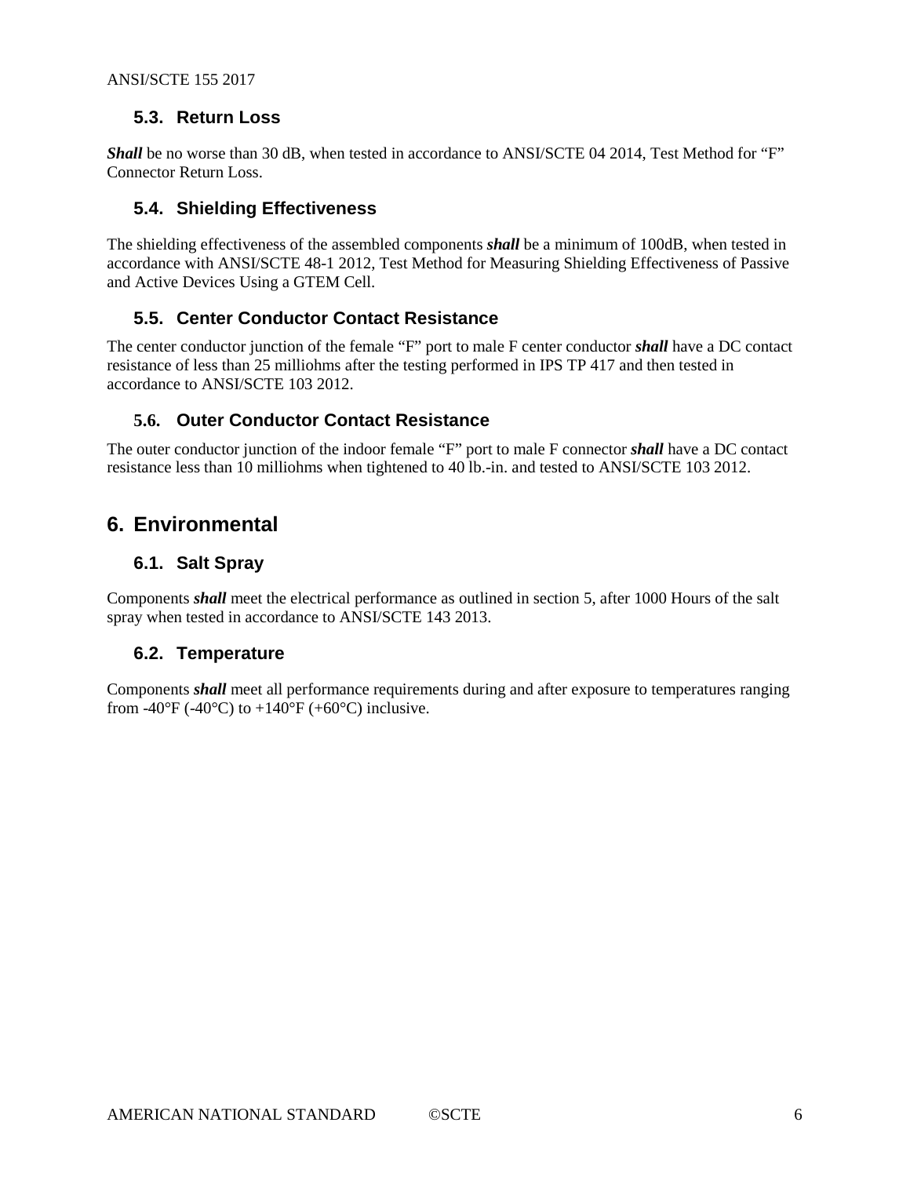### 5.3. Return Loss

***Shall*** be no worse than 30 dB, when tested in accordance to ANSI/SCTE 04 2014, Test Method for "F" Connector Return Loss.

### 5.4. Shielding Effectiveness

The shielding effectiveness of the assembled components ***shall*** be a minimum of 100dB, when tested in accordance with ANSI/SCTE 48-1 2012, Test Method for Measuring Shielding Effectiveness of Passive and Active Devices Using a GTEM Cell.

### 5.5. Center Conductor Contact Resistance

The center conductor junction of the female "F" port to male F center conductor ***shall*** have a DC contact resistance of less than 25 milliohms after the testing performed in IPS TP 417 and then tested in accordance to ANSI/SCTE 103 2012.

### 5.6. Outer Conductor Contact Resistance

The outer conductor junction of the indoor female "F" port to male F connector ***shall*** have a DC contact resistance less than 10 milliohms when tightened to 40 lb.-in. and tested to ANSI/SCTE 103 2012.

## 6. Environmental

### 6.1. Salt Spray

Components ***shall*** meet the electrical performance as outlined in section 5, after 1000 Hours of the salt spray when tested in accordance to ANSI/SCTE 143 2013.

### 6.2. Temperature

Components ***shall*** meet all performance requirements during and after exposure to temperatures ranging from -40°F (-40°C) to +140°F (+60°C) inclusive.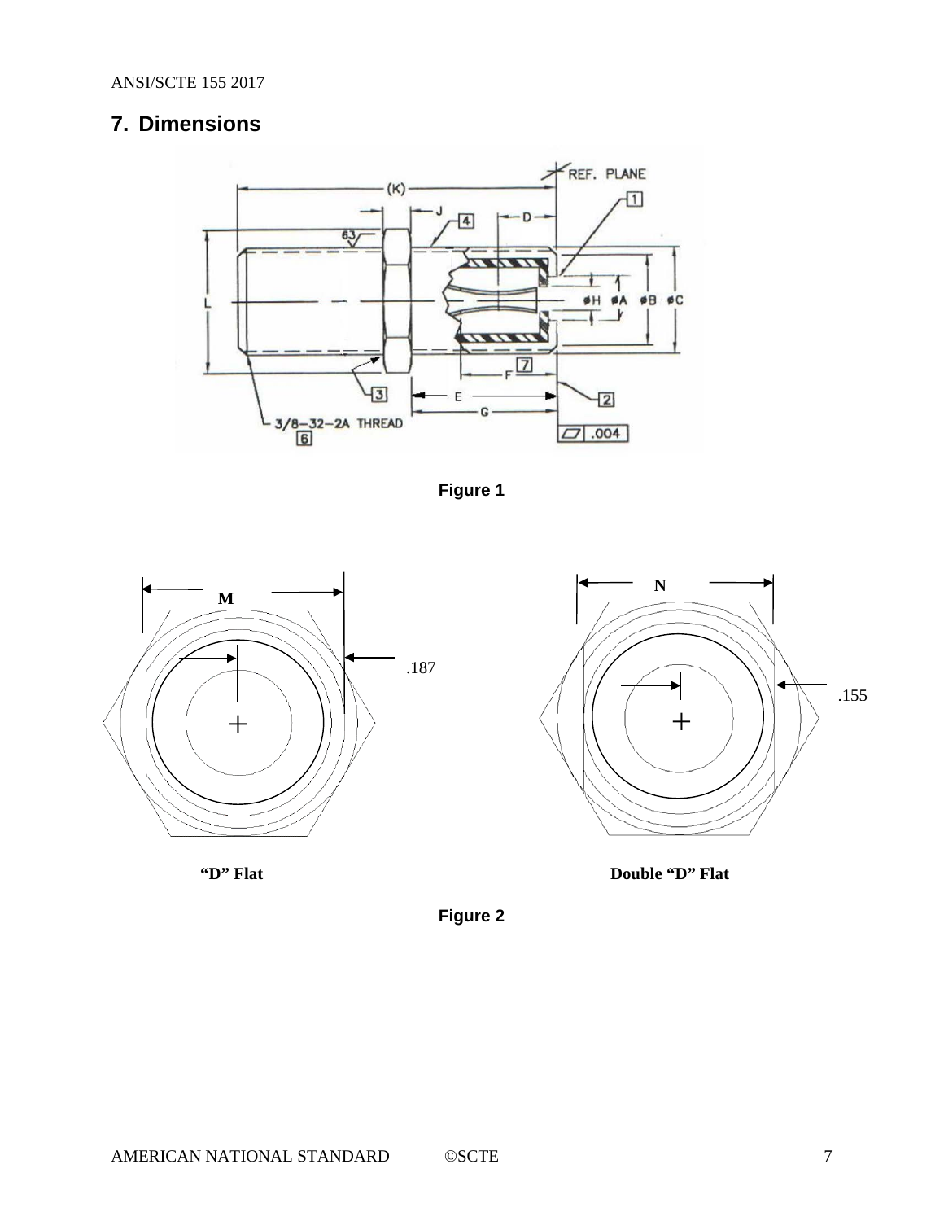# 7. Dimensions

Figure 1

“D” Flat

Double “D” Flat

Figure 2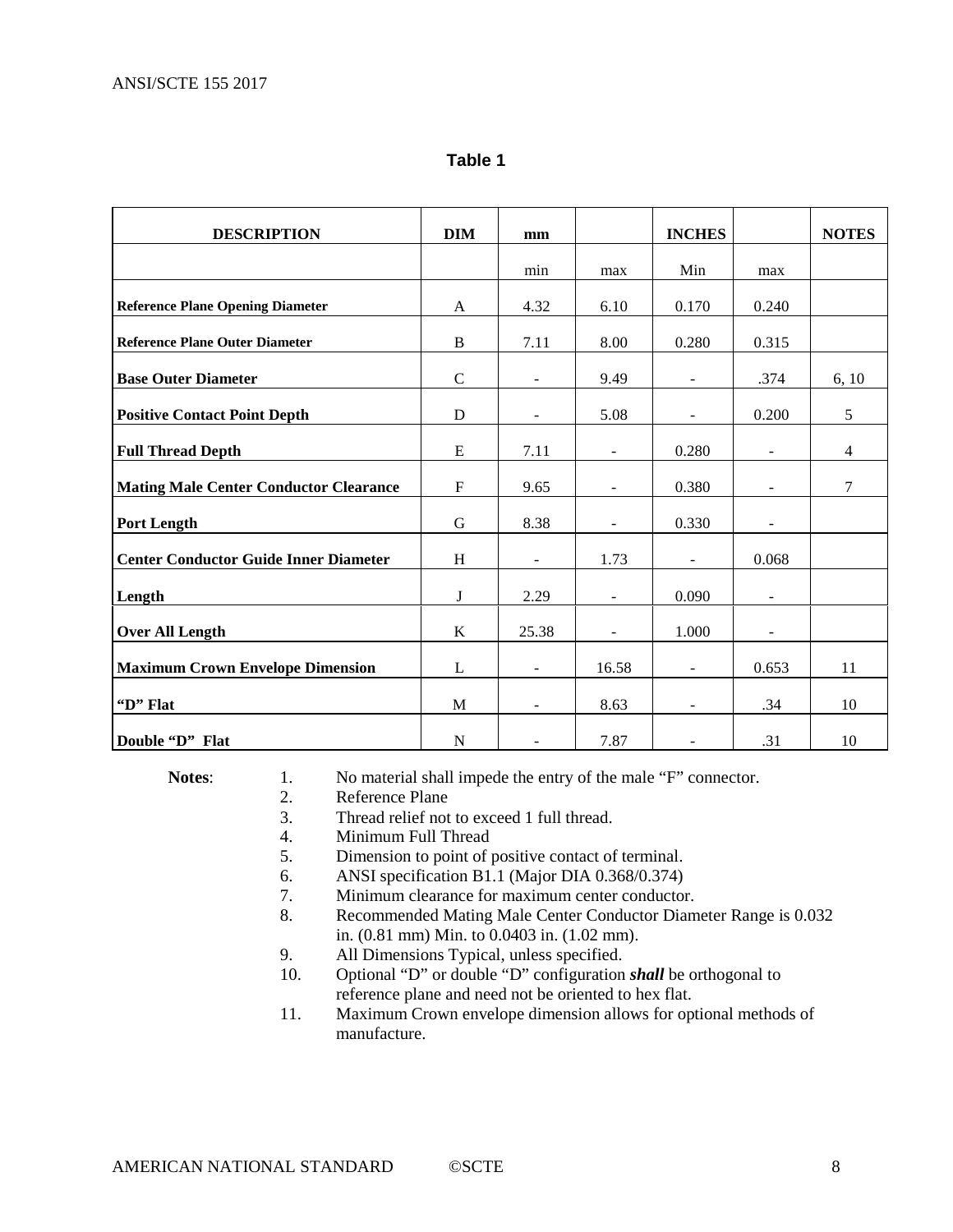**Table 1**

| DESCRIPTION | DIM | mm | | INCHES | | NOTES |
|---|---|---|---|---|---|---|
| | | min | max | Min | max | |
| **Reference Plane Opening Diameter** | A | 4.32 | 6.10 | 0.170 | 0.240 | |
| **Reference Plane Outer Diameter** | B | 7.11 | 8.00 | 0.280 | 0.315 | |
| **Base Outer Diameter** | C | - | 9.49 | - | .374 | 6, 10 |
| **Positive Contact Point Depth** | D | - | 5.08 | - | 0.200 | 5 |
| **Full Thread Depth** | E | 7.11 | - | 0.280 | - | 4 |
| **Mating Male Center Conductor Clearance** | F | 9.65 | - | 0.380 | - | 7 |
| **Port Length** | G | 8.38 | - | 0.330 | - | |
| **Center Conductor Guide Inner Diameter** | H | - | 1.73 | - | 0.068 | |
| **Length** | J | 2.29 | - | 0.090 | - | |
| **Over All Length** | K | 25.38 | - | 1.000 | - | |
| **Maximum Crown Envelope Dimension** | L | - | 16.58 | - | 0.653 | 11 |
| **"D" Flat** | M | - | 8.63 | - | .34 | 10 |
| **Double "D" Flat** | N | - | 7.87 | - | .31 | 10 |

**Notes**:

1. No material shall impede the entry of the male "F" connector.
2. Reference Plane
3. Thread relief not to exceed 1 full thread.
4. Minimum Full Thread
5. Dimension to point of positive contact of terminal.
6. ANSI specification B1.1 (Major DIA 0.368/0.374)
7. Minimum clearance for maximum center conductor.
8. Recommended Mating Male Center Conductor Diameter Range is 0.032 in. (0.81 mm) Min. to 0.0403 in. (1.02 mm).
9. All Dimensions Typical, unless specified.
10. Optional "D" or double "D" configuration ***shall*** be orthogonal to reference plane and need not be oriented to hex flat.
11. Maximum Crown envelope dimension allows for optional methods of manufacture.